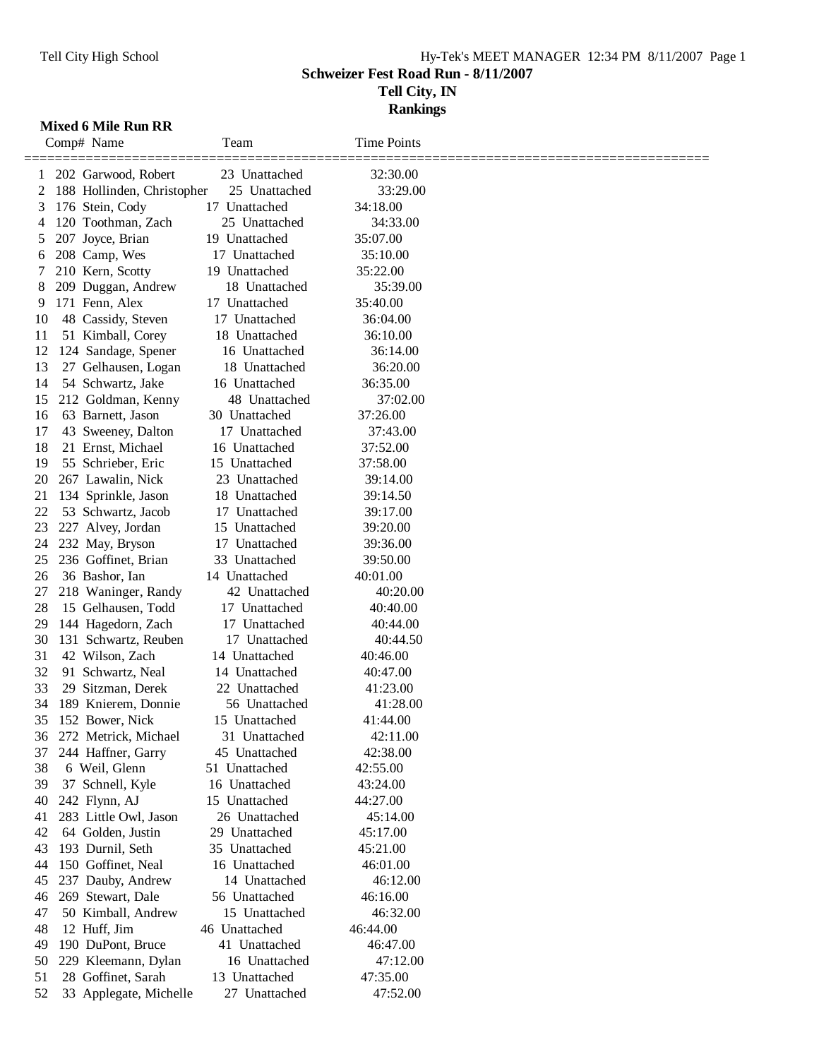**Schweizer Fest Road Run - 8/11/2007**

**Tell City, IN**

**Rankings**

### Mixed 6 Mile Run RR

| | Comp# | Name | Age | Team | Time | Points |
|---|---|---|---|---|---|---|
| 1 | 202 | Garwood, Robert | 23 | Unattached | 32:30.00 | |
| 2 | 188 | Hollinden, Christopher | 25 | Unattached | 33:29.00 | |
| 3 | 176 | Stein, Cody | 17 | Unattached | 34:18.00 | |
| 4 | 120 | Toothman, Zach | 25 | Unattached | 34:33.00 | |
| 5 | 207 | Joyce, Brian | 19 | Unattached | 35:07.00 | |
| 6 | 208 | Camp, Wes | 17 | Unattached | 35:10.00 | |
| 7 | 210 | Kern, Scotty | 19 | Unattached | 35:22.00 | |
| 8 | 209 | Duggan, Andrew | 18 | Unattached | 35:39.00 | |
| 9 | 171 | Fenn, Alex | 17 | Unattached | 35:40.00 | |
| 10 | 48 | Cassidy, Steven | 17 | Unattached | 36:04.00 | |
| 11 | 51 | Kimball, Corey | 18 | Unattached | 36:10.00 | |
| 12 | 124 | Sandage, Spener | 16 | Unattached | 36:14.00 | |
| 13 | 27 | Gelhausen, Logan | 18 | Unattached | 36:20.00 | |
| 14 | 54 | Schwartz, Jake | 16 | Unattached | 36:35.00 | |
| 15 | 212 | Goldman, Kenny | 48 | Unattached | 37:02.00 | |
| 16 | 63 | Barnett, Jason | 30 | Unattached | 37:26.00 | |
| 17 | 43 | Sweeney, Dalton | 17 | Unattached | 37:43.00 | |
| 18 | 21 | Ernst, Michael | 16 | Unattached | 37:52.00 | |
| 19 | 55 | Schrieber, Eric | 15 | Unattached | 37:58.00 | |
| 20 | 267 | Lawalin, Nick | 23 | Unattached | 39:14.00 | |
| 21 | 134 | Sprinkle, Jason | 18 | Unattached | 39:14.50 | |
| 22 | 53 | Schwartz, Jacob | 17 | Unattached | 39:17.00 | |
| 23 | 227 | Alvey, Jordan | 15 | Unattached | 39:20.00 | |
| 24 | 232 | May, Bryson | 17 | Unattached | 39:36.00 | |
| 25 | 236 | Goffinet, Brian | 33 | Unattached | 39:50.00 | |
| 26 | 36 | Bashor, Ian | 14 | Unattached | 40:01.00 | |
| 27 | 218 | Waninger, Randy | 42 | Unattached | 40:20.00 | |
| 28 | 15 | Gelhausen, Todd | 17 | Unattached | 40:40.00 | |
| 29 | 144 | Hagedorn, Zach | 17 | Unattached | 40:44.00 | |
| 30 | 131 | Schwartz, Reuben | 17 | Unattached | 40:44.50 | |
| 31 | 42 | Wilson, Zach | 14 | Unattached | 40:46.00 | |
| 32 | 91 | Schwartz, Neal | 14 | Unattached | 40:47.00 | |
| 33 | 29 | Sitzman, Derek | 22 | Unattached | 41:23.00 | |
| 34 | 189 | Knierem, Donnie | 56 | Unattached | 41:28.00 | |
| 35 | 152 | Bower, Nick | 15 | Unattached | 41:44.00 | |
| 36 | 272 | Metrick, Michael | 31 | Unattached | 42:11.00 | |
| 37 | 244 | Haffner, Garry | 45 | Unattached | 42:38.00 | |
| 38 | 6 | Weil, Glenn | 51 | Unattached | 42:55.00 | |
| 39 | 37 | Schnell, Kyle | 16 | Unattached | 43:24.00 | |
| 40 | 242 | Flynn, AJ | 15 | Unattached | 44:27.00 | |
| 41 | 283 | Little Owl, Jason | 26 | Unattached | 45:14.00 | |
| 42 | 64 | Golden, Justin | 29 | Unattached | 45:17.00 | |
| 43 | 193 | Durnil, Seth | 35 | Unattached | 45:21.00 | |
| 44 | 150 | Goffinet, Neal | 16 | Unattached | 46:01.00 | |
| 45 | 237 | Dauby, Andrew | 14 | Unattached | 46:12.00 | |
| 46 | 269 | Stewart, Dale | 56 | Unattached | 46:16.00 | |
| 47 | 50 | Kimball, Andrew | 15 | Unattached | 46:32.00 | |
| 48 | 12 | Huff, Jim | 46 | Unattached | 46:44.00 | |
| 49 | 190 | DuPont, Bruce | 41 | Unattached | 46:47.00 | |
| 50 | 229 | Kleemann, Dylan | 16 | Unattached | 47:12.00 | |
| 51 | 28 | Goffinet, Sarah | 13 | Unattached | 47:35.00 | |
| 52 | 33 | Applegate, Michelle | 27 | Unattached | 47:52.00 | |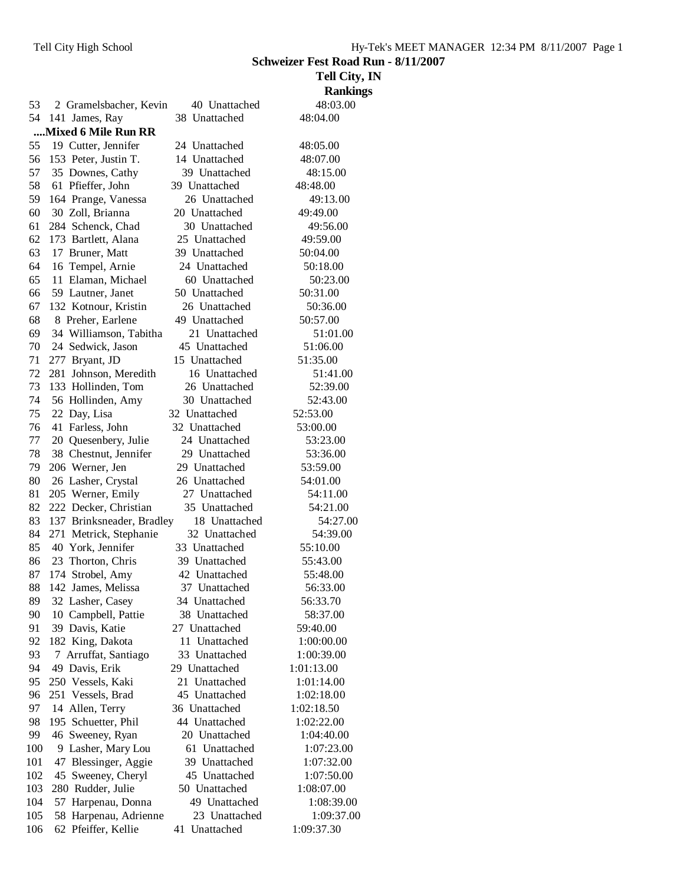**Schweizer Fest Road Run - 8/11/2007**

**Tell City, IN**

**Rankings**

| | | | | | |
|---|---|---|---|---|---|
| 53 | 2 | Gramelsbacher, Kevin | 40 | Unattached | 48:03.00 |
| 54 | 141 | James, Ray | 38 | Unattached | 48:04.00 |

**....Mixed 6 Mile Run RR**

| | | | | | |
|---|---|---|---|---|---|
| 55 | 19 | Cutter, Jennifer | 24 | Unattached | 48:05.00 |
| 56 | 153 | Peter, Justin T. | 14 | Unattached | 48:07.00 |
| 57 | 35 | Downes, Cathy | 39 | Unattached | 48:15.00 |
| 58 | 61 | Pfieffer, John | 39 | Unattached | 48:48.00 |
| 59 | 164 | Prange, Vanessa | 26 | Unattached | 49:13.00 |
| 60 | 30 | Zoll, Brianna | 20 | Unattached | 49:49.00 |
| 61 | 284 | Schenck, Chad | 30 | Unattached | 49:56.00 |
| 62 | 173 | Bartlett, Alana | 25 | Unattached | 49:59.00 |
| 63 | 17 | Bruner, Matt | 39 | Unattached | 50:04.00 |
| 64 | 16 | Tempel, Arnie | 24 | Unattached | 50:18.00 |
| 65 | 11 | Elaman, Michael | 60 | Unattached | 50:23.00 |
| 66 | 59 | Lautner, Janet | 50 | Unattached | 50:31.00 |
| 67 | 132 | Kotnour, Kristin | 26 | Unattached | 50:36.00 |
| 68 | 8 | Preher, Earlene | 49 | Unattached | 50:57.00 |
| 69 | 34 | Williamson, Tabitha | 21 | Unattached | 51:01.00 |
| 70 | 24 | Sedwick, Jason | 45 | Unattached | 51:06.00 |
| 71 | 277 | Bryant, JD | 15 | Unattached | 51:35.00 |
| 72 | 281 | Johnson, Meredith | 16 | Unattached | 51:41.00 |
| 73 | 133 | Hollinden, Tom | 26 | Unattached | 52:39.00 |
| 74 | 56 | Hollinden, Amy | 30 | Unattached | 52:43.00 |
| 75 | 22 | Day, Lisa | 32 | Unattached | 52:53.00 |
| 76 | 41 | Farless, John | 32 | Unattached | 53:00.00 |
| 77 | 20 | Quesenbery, Julie | 24 | Unattached | 53:23.00 |
| 78 | 38 | Chestnut, Jennifer | 29 | Unattached | 53:36.00 |
| 79 | 206 | Werner, Jen | 29 | Unattached | 53:59.00 |
| 80 | 26 | Lasher, Crystal | 26 | Unattached | 54:01.00 |
| 81 | 205 | Werner, Emily | 27 | Unattached | 54:11.00 |
| 82 | 222 | Decker, Christian | 35 | Unattached | 54:21.00 |
| 83 | 137 | Brinksneader, Bradley | 18 | Unattached | 54:27.00 |
| 84 | 271 | Metrick, Stephanie | 32 | Unattached | 54:39.00 |
| 85 | 40 | York, Jennifer | 33 | Unattached | 55:10.00 |
| 86 | 23 | Thorton, Chris | 39 | Unattached | 55:43.00 |
| 87 | 174 | Strobel, Amy | 42 | Unattached | 55:48.00 |
| 88 | 142 | James, Melissa | 37 | Unattached | 56:33.00 |
| 89 | 32 | Lasher, Casey | 34 | Unattached | 56:33.70 |
| 90 | 10 | Campbell, Pattie | 38 | Unattached | 58:37.00 |
| 91 | 39 | Davis, Katie | 27 | Unattached | 59:40.00 |
| 92 | 182 | King, Dakota | 11 | Unattached | 1:00:00.00 |
| 93 | 7 | Arruffat, Santiago | 33 | Unattached | 1:00:39.00 |
| 94 | 49 | Davis, Erik | 29 | Unattached | 1:01:13.00 |
| 95 | 250 | Vessels, Kaki | 21 | Unattached | 1:01:14.00 |
| 96 | 251 | Vessels, Brad | 45 | Unattached | 1:02:18.00 |
| 97 | 14 | Allen, Terry | 36 | Unattached | 1:02:18.50 |
| 98 | 195 | Schuetter, Phil | 44 | Unattached | 1:02:22.00 |
| 99 | 46 | Sweeney, Ryan | 20 | Unattached | 1:04:40.00 |
| 100 | 9 | Lasher, Mary Lou | 61 | Unattached | 1:07:23.00 |
| 101 | 47 | Blessinger, Aggie | 39 | Unattached | 1:07:32.00 |
| 102 | 45 | Sweeney, Cheryl | 45 | Unattached | 1:07:50.00 |
| 103 | 280 | Rudder, Julie | 50 | Unattached | 1:08:07.00 |
| 104 | 57 | Harpenau, Donna | 49 | Unattached | 1:08:39.00 |
| 105 | 58 | Harpenau, Adrienne | 23 | Unattached | 1:09:37.00 |
| 106 | 62 | Pfeiffer, Kellie | 41 | Unattached | 1:09:37.30 |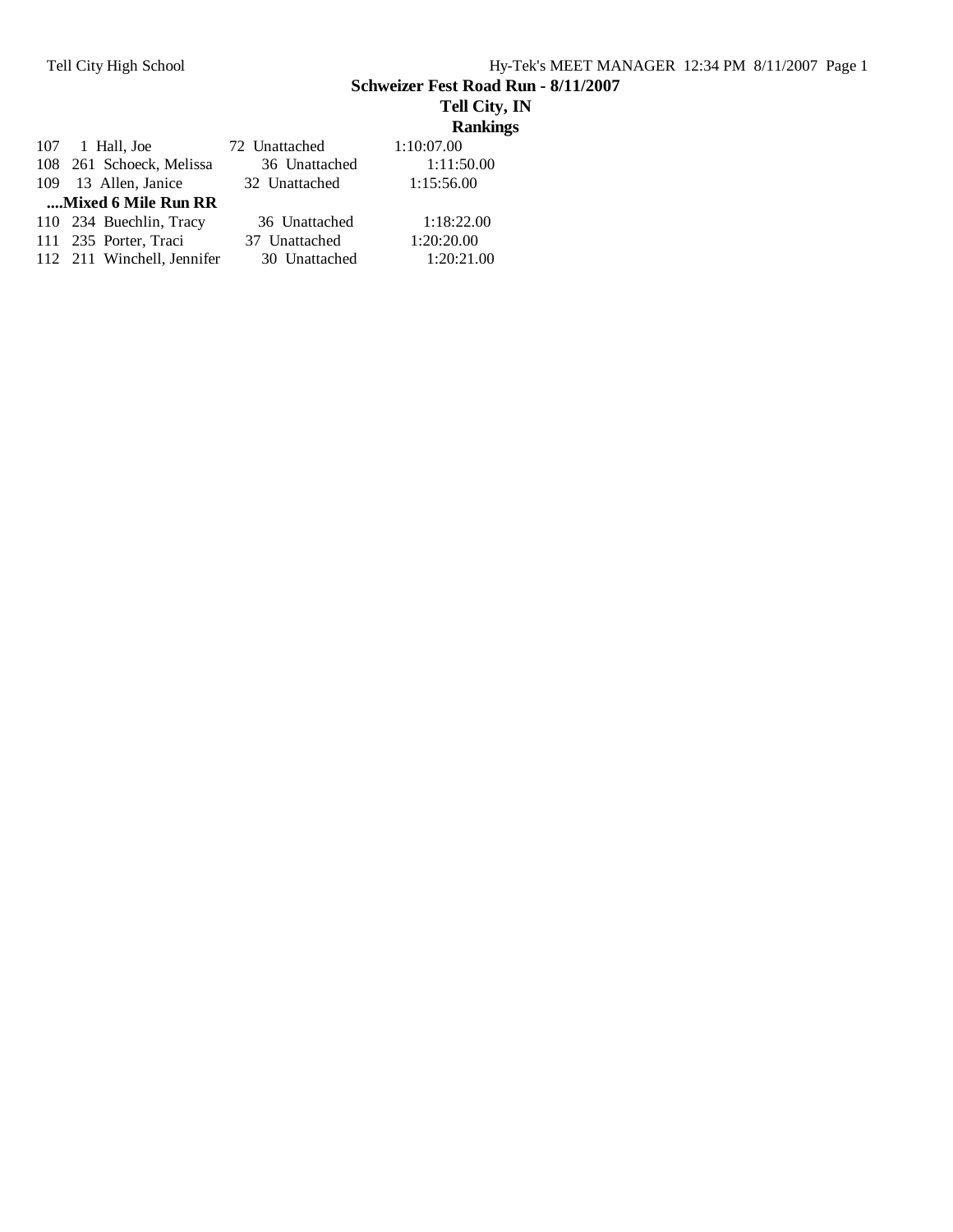## Schweizer Fest Road Run - 8/11/2007

### Tell City, IN

### Rankings

| | | | | | |
|---|---|---|---|---|---|
| 107 | 1 | Hall, Joe | 72 | Unattached | 1:10:07.00 |
| 108 | 261 | Schoeck, Melissa | 36 | Unattached | 1:11:50.00 |
| 109 | 13 | Allen, Janice | 32 | Unattached | 1:15:56.00 |

**....Mixed 6 Mile Run RR**

| | | | | | |
|---|---|---|---|---|---|
| 110 | 234 | Buechlin, Tracy | 36 | Unattached | 1:18:22.00 |
| 111 | 235 | Porter, Traci | 37 | Unattached | 1:20:20.00 |
| 112 | 211 | Winchell, Jennifer | 30 | Unattached | 1:20:21.00 |